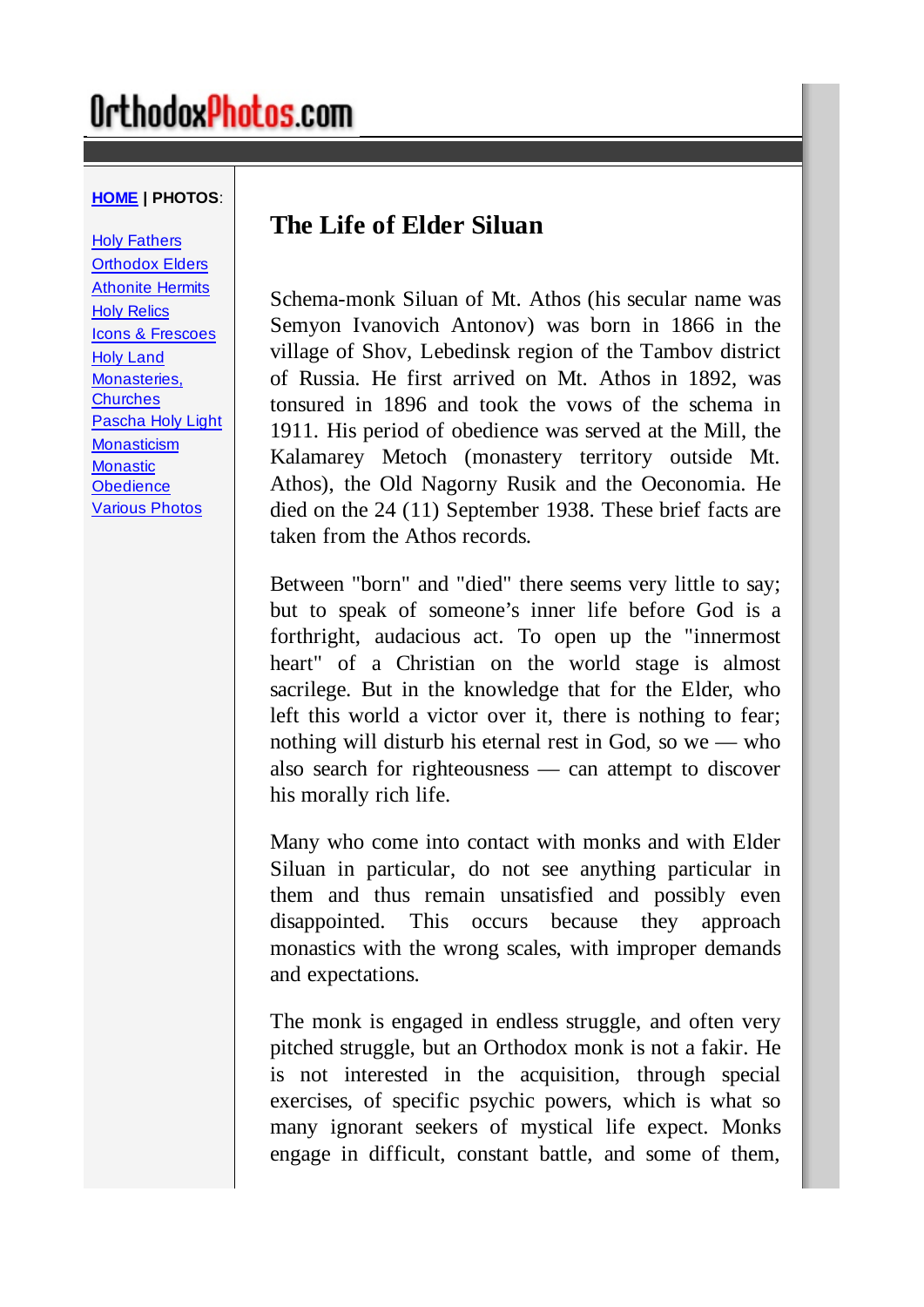# The Life of Elder Siluan

Schema-monk Siluan of Mt. Athos (his secular name was Semyon Ivanovich Antonov) was born in 1866 in the village of Shov, Lebedinsk region of the Tambov district of Russia. He first arrived on Mt. Athos in 1892, was tonsured in 1896 and took the vows of the schema in 1911. His period of obedience was served at the Mill, the Kalamarey Metoch (monastery territory outside Mt. Athos), the Old Nagorny Rusik and the Oeconomia. He died on the 24 (11) September 1938. These brief facts are taken from the Athos records.

Between "born" and "died" there seems very little to say; but to speak of someone's inner life before God is a forthright, audacious act. To open up the "innermost heart" of a Christian on the world stage is almost sacrilege. But in the knowledge that for the Elder, who left this world a victor over it, there is nothing to fear; nothing will disturb his eternal rest in God, so we — who also search for righteousness — can attempt to discover his morally rich life.

Many who come into contact with monks and with Elder Siluan in particular, do not see anything particular in them and thus remain unsatisfied and possibly even disappointed. This occurs because they approach monastics with the wrong scales, with improper demands and expectations.

The monk is engaged in endless struggle, and often very pitched struggle, but an Orthodox monk is not a fakir. He is not interested in the acquisition, through special exercises, of specific psychic powers, which is what so many ignorant seekers of mystical life expect. Monks engage in difficult, constant battle, and some of them,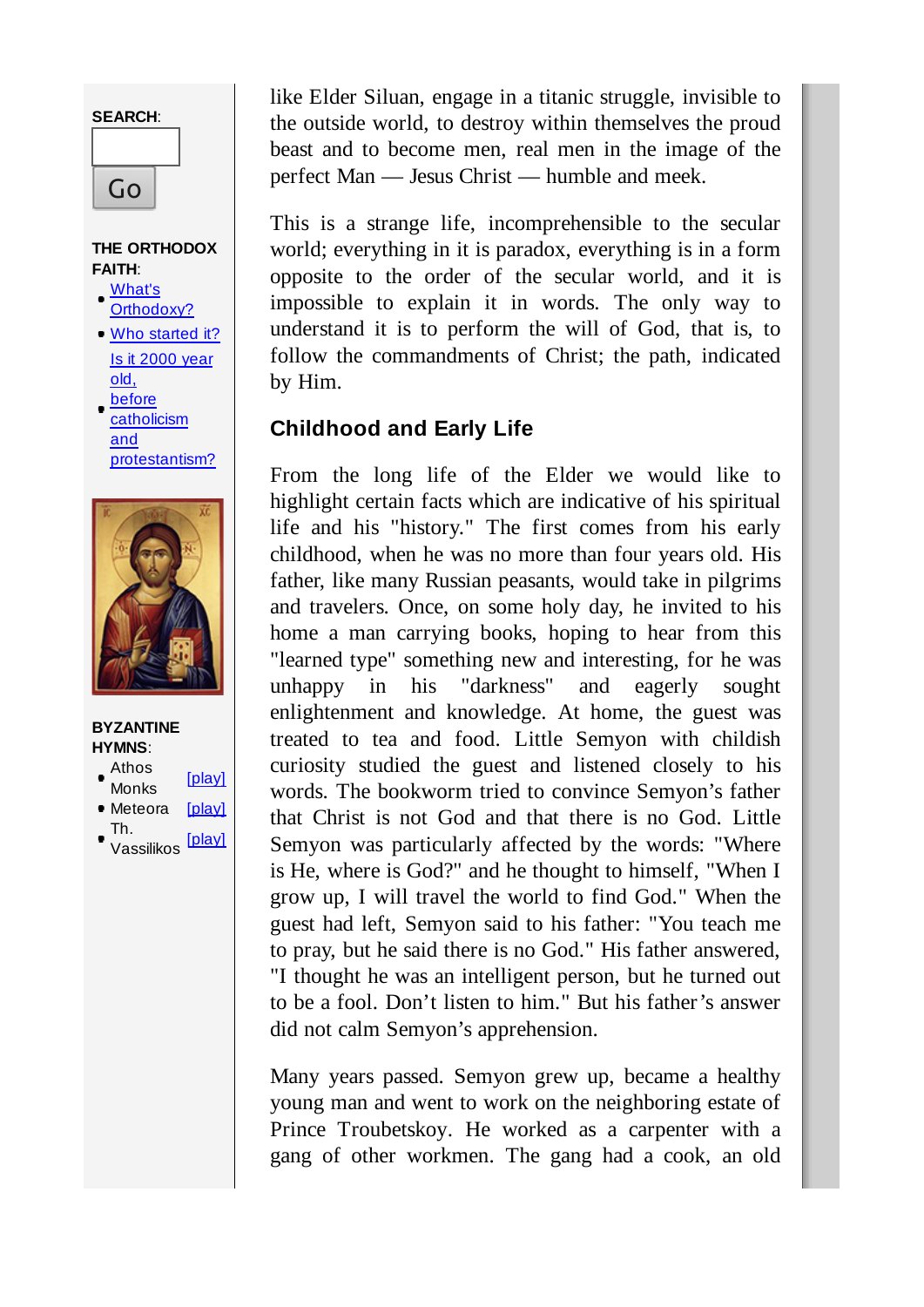like Elder Siluan, engage in a titanic struggle, invisible to the outside world, to destroy within themselves the proud beast and to become men, real men in the image of the perfect Man — Jesus Christ — humble and meek.

This is a strange life, incomprehensible to the secular world; everything in it is paradox, everything is in a form opposite to the order of the secular world, and it is impossible to explain it in words. The only way to understand it is to perform the will of God, that is, to follow the commandments of Christ; the path, indicated by Him.

### Childhood and Early Life

From the long life of the Elder we would like to highlight certain facts which are indicative of his spiritual life and his "history." The first comes from his early childhood, when he was no more than four years old. His father, like many Russian peasants, would take in pilgrims and travelers. Once, on some holy day, he invited to his home a man carrying books, hoping to hear from this "learned type" something new and interesting, for he was unhappy in his "darkness" and eagerly sought enlightenment and knowledge. At home, the guest was treated to tea and food. Little Semyon with childish curiosity studied the guest and listened closely to his words. The bookworm tried to convince Semyon's father that Christ is not God and that there is no God. Little Semyon was particularly affected by the words: "Where is He, where is God?" and he thought to himself, "When I grow up, I will travel the world to find God." When the guest had left, Semyon said to his father: "You teach me to pray, but he said there is no God." His father answered, "I thought he was an intelligent person, but he turned out to be a fool. Don't listen to him." But his father's answer did not calm Semyon's apprehension.

Many years passed. Semyon grew up, became a healthy young man and went to work on the neighboring estate of Prince Troubetskoy. He worked as a carpenter with a gang of other workmen. The gang had a cook, an old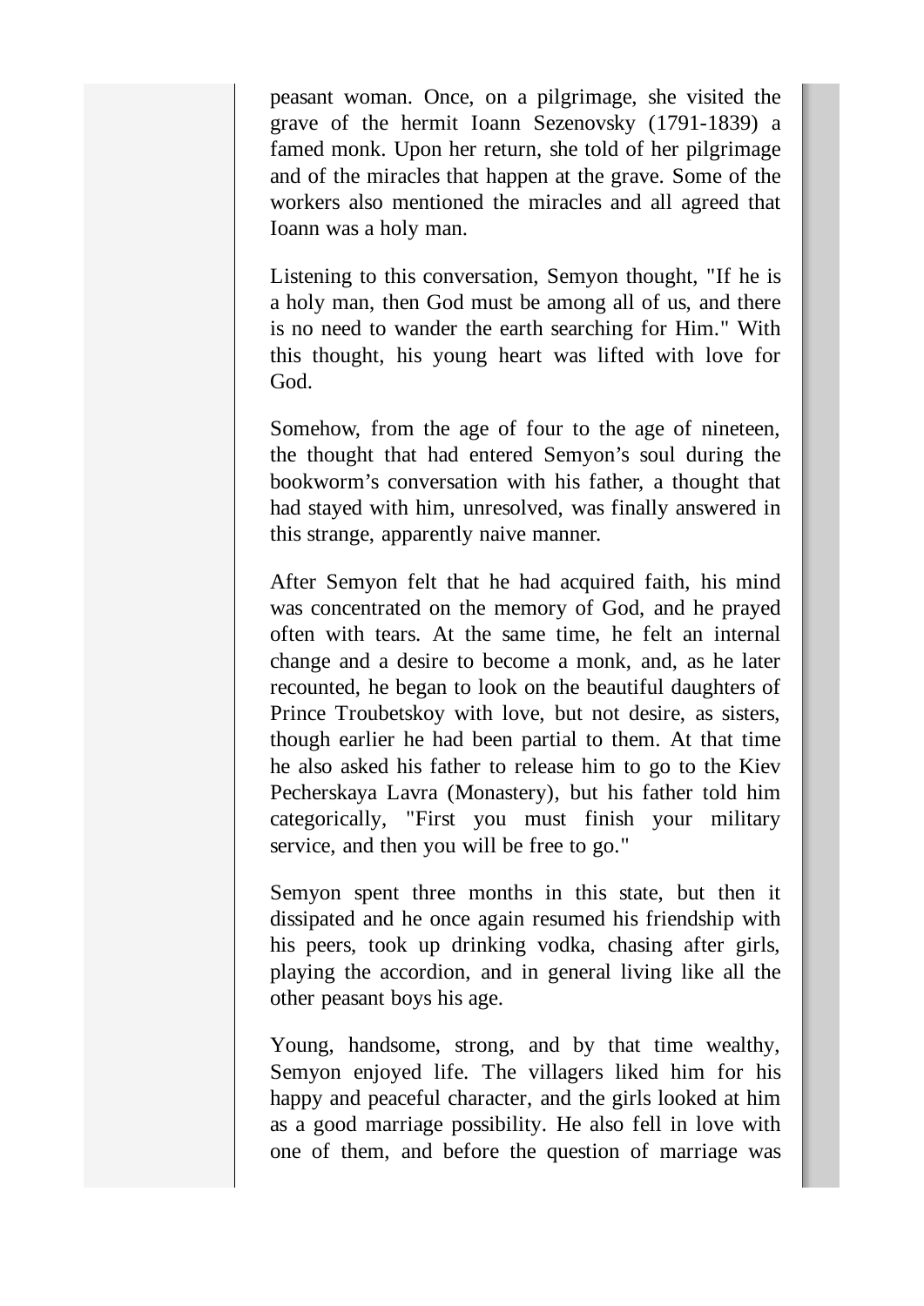peasant woman. Once, on a pilgrimage, she visited the grave of the hermit Ioann Sezenovsky (1791-1839) a famed monk. Upon her return, she told of her pilgrimage and of the miracles that happen at the grave. Some of the workers also mentioned the miracles and all agreed that Ioann was a holy man.

Listening to this conversation, Semyon thought, "If he is a holy man, then God must be among all of us, and there is no need to wander the earth searching for Him." With this thought, his young heart was lifted with love for God.

Somehow, from the age of four to the age of nineteen, the thought that had entered Semyon's soul during the bookworm's conversation with his father, a thought that had stayed with him, unresolved, was finally answered in this strange, apparently naive manner.

After Semyon felt that he had acquired faith, his mind was concentrated on the memory of God, and he prayed often with tears. At the same time, he felt an internal change and a desire to become a monk, and, as he later recounted, he began to look on the beautiful daughters of Prince Troubetskoy with love, but not desire, as sisters, though earlier he had been partial to them. At that time he also asked his father to release him to go to the Kiev Pecherskaya Lavra (Monastery), but his father told him categorically, "First you must finish your military service, and then you will be free to go."

Semyon spent three months in this state, but then it dissipated and he once again resumed his friendship with his peers, took up drinking vodka, chasing after girls, playing the accordion, and in general living like all the other peasant boys his age.

Young, handsome, strong, and by that time wealthy, Semyon enjoyed life. The villagers liked him for his happy and peaceful character, and the girls looked at him as a good marriage possibility. He also fell in love with one of them, and before the question of marriage was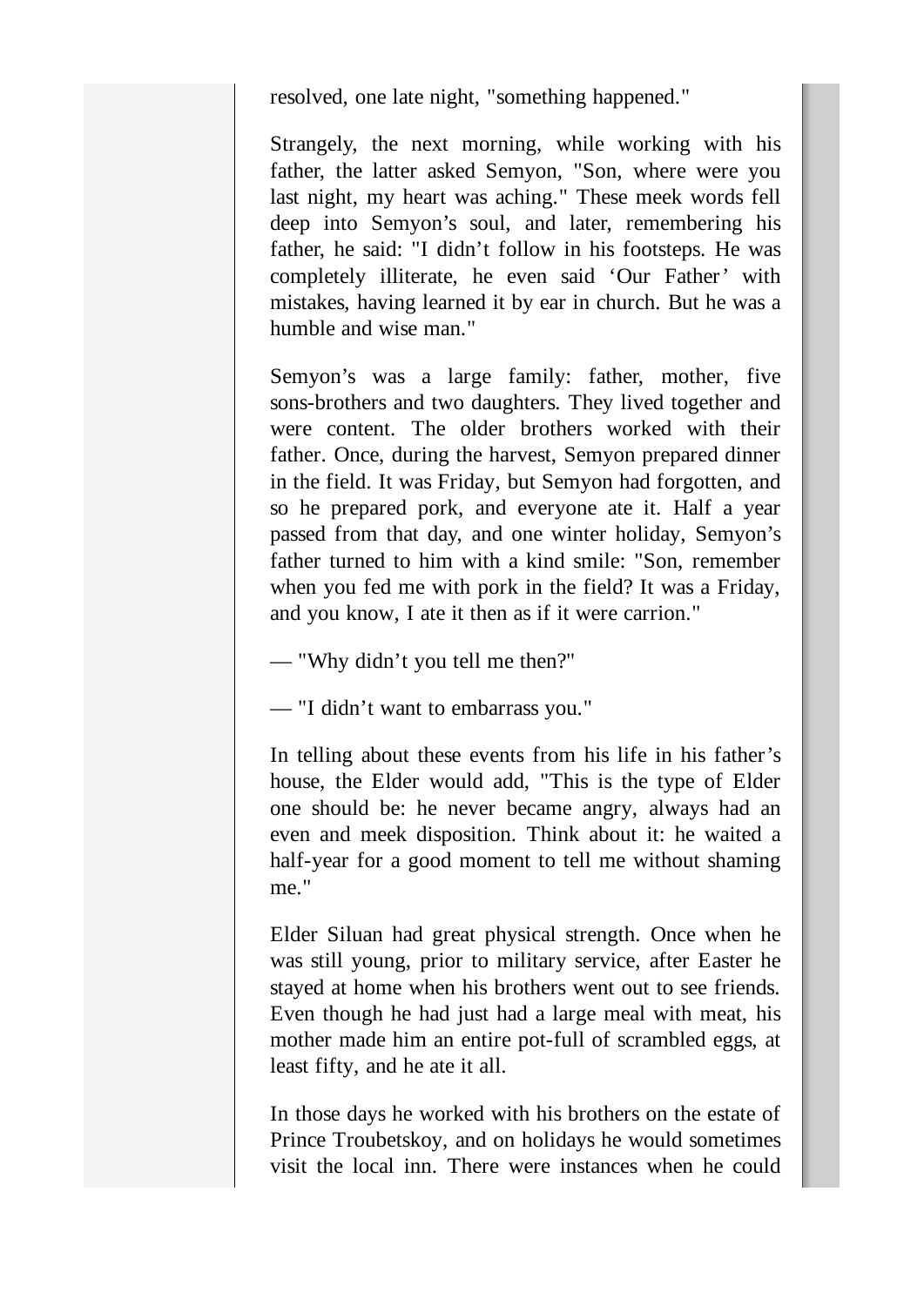resolved, one late night, "something happened."

Strangely, the next morning, while working with his father, the latter asked Semyon, "Son, where were you last night, my heart was aching." These meek words fell deep into Semyon's soul, and later, remembering his father, he said: "I didn't follow in his footsteps. He was completely illiterate, he even said 'Our Father' with mistakes, having learned it by ear in church. But he was a humble and wise man."

Semyon's was a large family: father, mother, five sons-brothers and two daughters. They lived together and were content. The older brothers worked with their father. Once, during the harvest, Semyon prepared dinner in the field. It was Friday, but Semyon had forgotten, and so he prepared pork, and everyone ate it. Half a year passed from that day, and one winter holiday, Semyon's father turned to him with a kind smile: "Son, remember when you fed me with pork in the field? It was a Friday, and you know, I ate it then as if it were carrion."

— "Why didn't you tell me then?"

— "I didn't want to embarrass you."

In telling about these events from his life in his father's house, the Elder would add, "This is the type of Elder one should be: he never became angry, always had an even and meek disposition. Think about it: he waited a half-year for a good moment to tell me without shaming me."

Elder Siluan had great physical strength. Once when he was still young, prior to military service, after Easter he stayed at home when his brothers went out to see friends. Even though he had just had a large meal with meat, his mother made him an entire pot-full of scrambled eggs, at least fifty, and he ate it all.

In those days he worked with his brothers on the estate of Prince Troubetskoy, and on holidays he would sometimes visit the local inn. There were instances when he could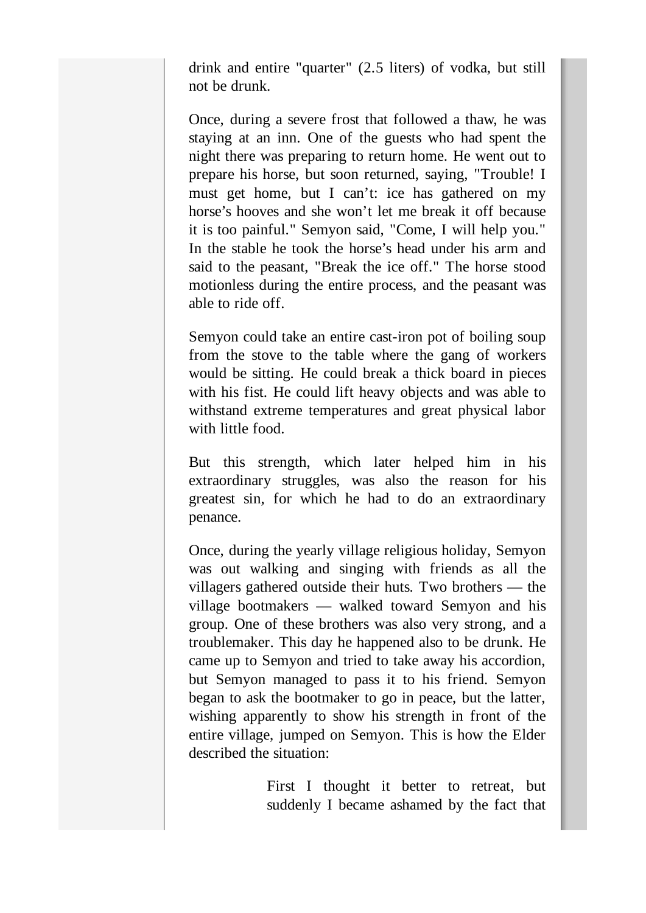drink and entire "quarter" (2.5 liters) of vodka, but still not be drunk.

Once, during a severe frost that followed a thaw, he was staying at an inn. One of the guests who had spent the night there was preparing to return home. He went out to prepare his horse, but soon returned, saying, "Trouble! I must get home, but I can’t: ice has gathered on my horse’s hooves and she won’t let me break it off because it is too painful." Semyon said, "Come, I will help you." In the stable he took the horse’s head under his arm and said to the peasant, "Break the ice off." The horse stood motionless during the entire process, and the peasant was able to ride off.

Semyon could take an entire cast-iron pot of boiling soup from the stove to the table where the gang of workers would be sitting. He could break a thick board in pieces with his fist. He could lift heavy objects and was able to withstand extreme temperatures and great physical labor with little food.

But this strength, which later helped him in his extraordinary struggles, was also the reason for his greatest sin, for which he had to do an extraordinary penance.

Once, during the yearly village religious holiday, Semyon was out walking and singing with friends as all the villagers gathered outside their huts. Two brothers — the village bootmakers — walked toward Semyon and his group. One of these brothers was also very strong, and a troublemaker. This day he happened also to be drunk. He came up to Semyon and tried to take away his accordion, but Semyon managed to pass it to his friend. Semyon began to ask the bootmaker to go in peace, but the latter, wishing apparently to show his strength in front of the entire village, jumped on Semyon. This is how the Elder described the situation:

> First I thought it better to retreat, but suddenly I became ashamed by the fact that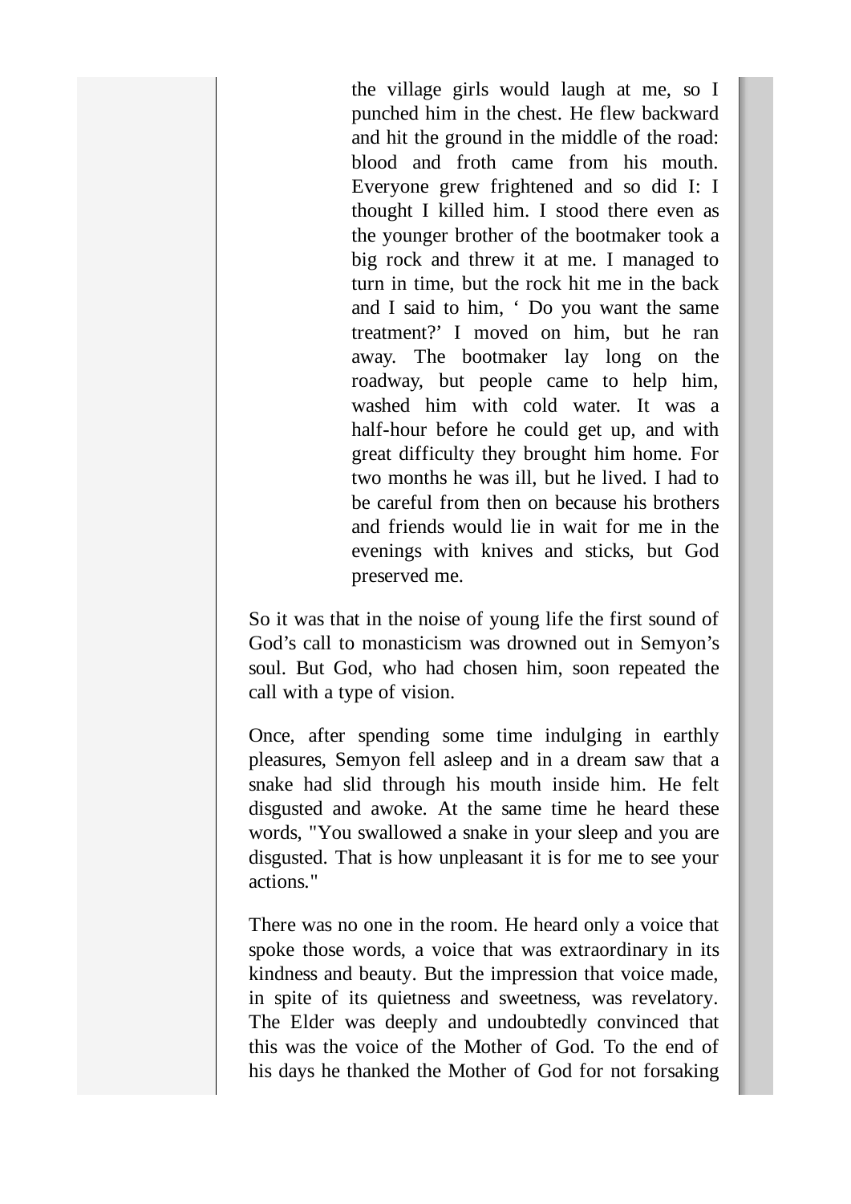> the village girls would laugh at me, so I punched him in the chest. He flew backward and hit the ground in the middle of the road: blood and froth came from his mouth. Everyone grew frightened and so did I: I thought I killed him. I stood there even as the younger brother of the bootmaker took a big rock and threw it at me. I managed to turn in time, but the rock hit me in the back and I said to him, ‘ Do you want the same treatment?’ I moved on him, but he ran away. The bootmaker lay long on the roadway, but people came to help him, washed him with cold water. It was a half-hour before he could get up, and with great difficulty they brought him home. For two months he was ill, but he lived. I had to be careful from then on because his brothers and friends would lie in wait for me in the evenings with knives and sticks, but God preserved me.

So it was that in the noise of young life the first sound of God’s call to monasticism was drowned out in Semyon’s soul. But God, who had chosen him, soon repeated the call with a type of vision.

Once, after spending some time indulging in earthly pleasures, Semyon fell asleep and in a dream saw that a snake had slid through his mouth inside him. He felt disgusted and awoke. At the same time he heard these words, "You swallowed a snake in your sleep and you are disgusted. That is how unpleasant it is for me to see your actions."

There was no one in the room. He heard only a voice that spoke those words, a voice that was extraordinary in its kindness and beauty. But the impression that voice made, in spite of its quietness and sweetness, was revelatory. The Elder was deeply and undoubtedly convinced that this was the voice of the Mother of God. To the end of his days he thanked the Mother of God for not forsaking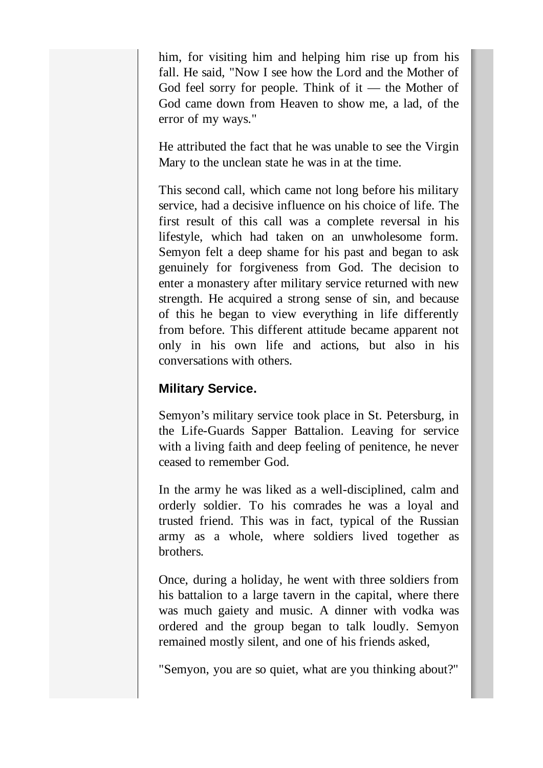him, for visiting him and helping him rise up from his fall. He said, "Now I see how the Lord and the Mother of God feel sorry for people. Think of it — the Mother of God came down from Heaven to show me, a lad, of the error of my ways."

He attributed the fact that he was unable to see the Virgin Mary to the unclean state he was in at the time.

This second call, which came not long before his military service, had a decisive influence on his choice of life. The first result of this call was a complete reversal in his lifestyle, which had taken on an unwholesome form. Semyon felt a deep shame for his past and began to ask genuinely for forgiveness from God. The decision to enter a monastery after military service returned with new strength. He acquired a strong sense of sin, and because of this he began to view everything in life differently from before. This different attitude became apparent not only in his own life and actions, but also in his conversations with others.

### Military Service.

Semyon's military service took place in St. Petersburg, in the Life-Guards Sapper Battalion. Leaving for service with a living faith and deep feeling of penitence, he never ceased to remember God.

In the army he was liked as a well-disciplined, calm and orderly soldier. To his comrades he was a loyal and trusted friend. This was in fact, typical of the Russian army as a whole, where soldiers lived together as brothers.

Once, during a holiday, he went with three soldiers from his battalion to a large tavern in the capital, where there was much gaiety and music. A dinner with vodka was ordered and the group began to talk loudly. Semyon remained mostly silent, and one of his friends asked,

"Semyon, you are so quiet, what are you thinking about?"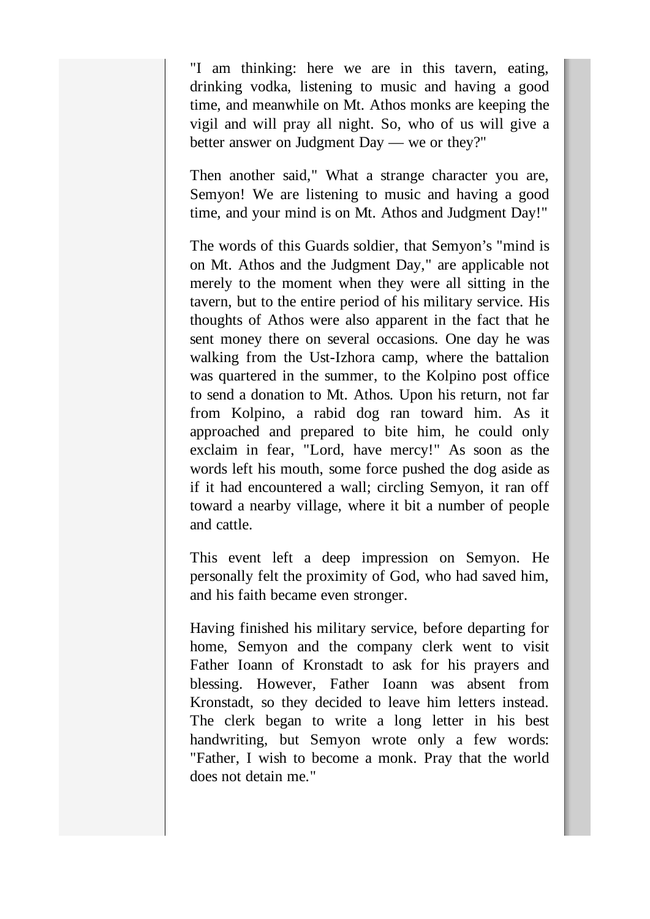"I am thinking: here we are in this tavern, eating, drinking vodka, listening to music and having a good time, and meanwhile on Mt. Athos monks are keeping the vigil and will pray all night. So, who of us will give a better answer on Judgment Day — we or they?"

Then another said," What a strange character you are, Semyon! We are listening to music and having a good time, and your mind is on Mt. Athos and Judgment Day!"

The words of this Guards soldier, that Semyon’s "mind is on Mt. Athos and the Judgment Day," are applicable not merely to the moment when they were all sitting in the tavern, but to the entire period of his military service. His thoughts of Athos were also apparent in the fact that he sent money there on several occasions. One day he was walking from the Ust-Izhora camp, where the battalion was quartered in the summer, to the Kolpino post office to send a donation to Mt. Athos. Upon his return, not far from Kolpino, a rabid dog ran toward him. As it approached and prepared to bite him, he could only exclaim in fear, "Lord, have mercy!" As soon as the words left his mouth, some force pushed the dog aside as if it had encountered a wall; circling Semyon, it ran off toward a nearby village, where it bit a number of people and cattle.

This event left a deep impression on Semyon. He personally felt the proximity of God, who had saved him, and his faith became even stronger.

Having finished his military service, before departing for home, Semyon and the company clerk went to visit Father Ioann of Kronstadt to ask for his prayers and blessing. However, Father Ioann was absent from Kronstadt, so they decided to leave him letters instead. The clerk began to write a long letter in his best handwriting, but Semyon wrote only a few words: "Father, I wish to become a monk. Pray that the world does not detain me."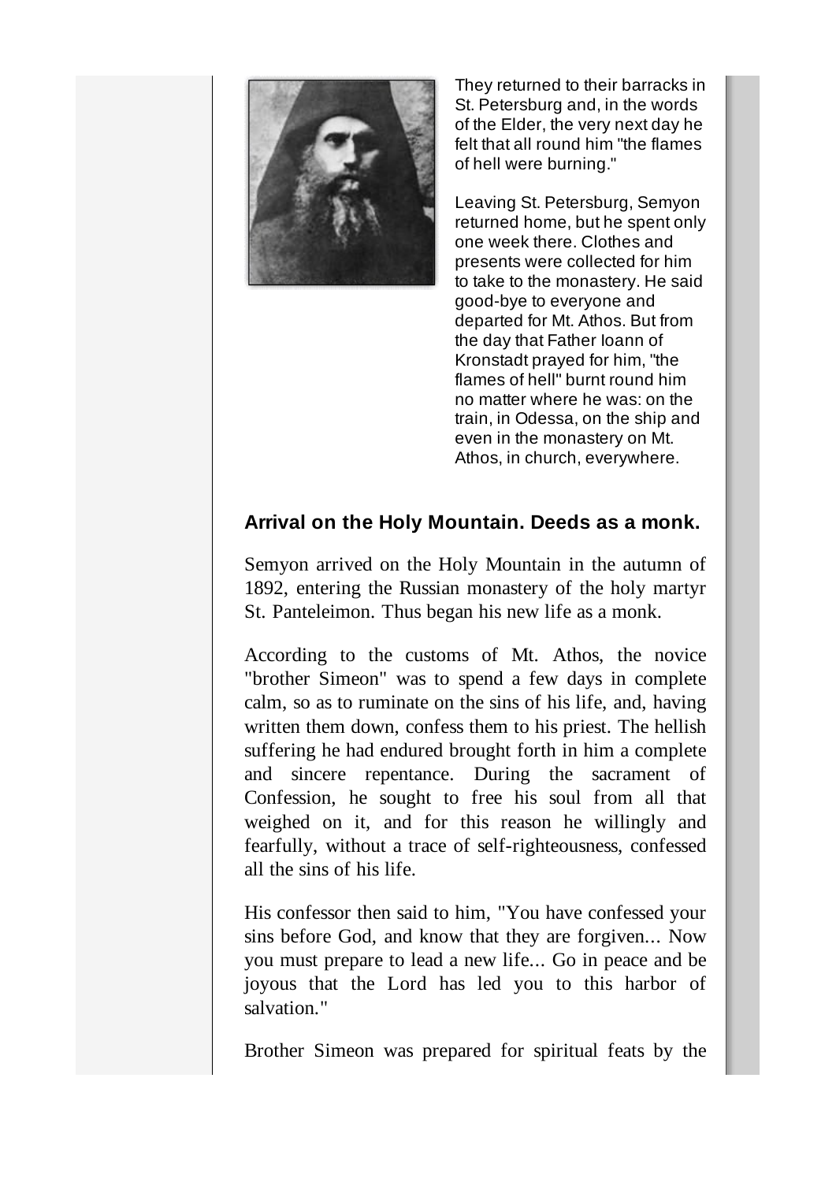They returned to their barracks in St. Petersburg and, in the words of the Elder, the very next day he felt that all round him "the flames of hell were burning."

Leaving St. Petersburg, Semyon returned home, but he spent only one week there. Clothes and presents were collected for him to take to the monastery. He said good-bye to everyone and departed for Mt. Athos. But from the day that Father Ioann of Kronstadt prayed for him, "the flames of hell" burnt round him no matter where he was: on the train, in Odessa, on the ship and even in the monastery on Mt. Athos, in church, everywhere.

## Arrival on the Holy Mountain. Deeds as a monk.

Semyon arrived on the Holy Mountain in the autumn of 1892, entering the Russian monastery of the holy martyr St. Panteleimon. Thus began his new life as a monk.

According to the customs of Mt. Athos, the novice "brother Simeon" was to spend a few days in complete calm, so as to ruminate on the sins of his life, and, having written them down, confess them to his priest. The hellish suffering he had endured brought forth in him a complete and sincere repentance. During the sacrament of Confession, he sought to free his soul from all that weighed on it, and for this reason he willingly and fearfully, without a trace of self-righteousness, confessed all the sins of his life.

His confessor then said to him, "You have confessed your sins before God, and know that they are forgiven... Now you must prepare to lead a new life... Go in peace and be joyous that the Lord has led you to this harbor of salvation."

Brother Simeon was prepared for spiritual feats by the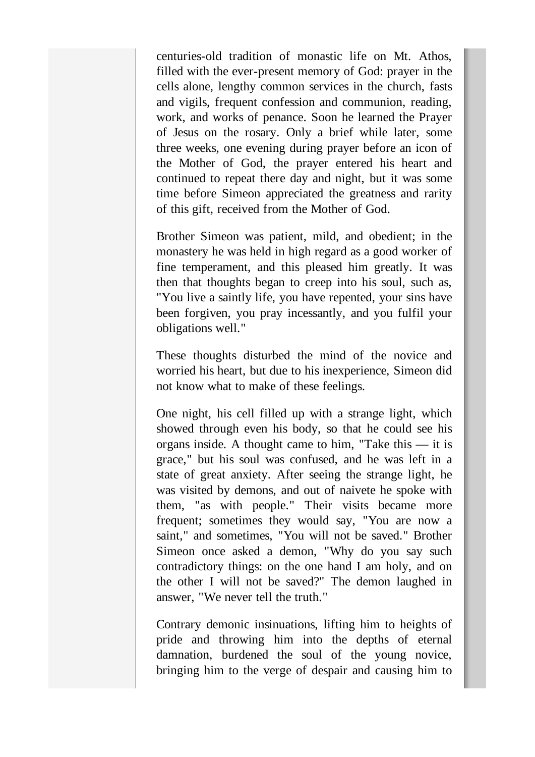centuries-old tradition of monastic life on Mt. Athos, filled with the ever-present memory of God: prayer in the cells alone, lengthy common services in the church, fasts and vigils, frequent confession and communion, reading, work, and works of penance. Soon he learned the Prayer of Jesus on the rosary. Only a brief while later, some three weeks, one evening during prayer before an icon of the Mother of God, the prayer entered his heart and continued to repeat there day and night, but it was some time before Simeon appreciated the greatness and rarity of this gift, received from the Mother of God.

Brother Simeon was patient, mild, and obedient; in the monastery he was held in high regard as a good worker of fine temperament, and this pleased him greatly. It was then that thoughts began to creep into his soul, such as, "You live a saintly life, you have repented, your sins have been forgiven, you pray incessantly, and you fulfil your obligations well."

These thoughts disturbed the mind of the novice and worried his heart, but due to his inexperience, Simeon did not know what to make of these feelings.

One night, his cell filled up with a strange light, which showed through even his body, so that he could see his organs inside. A thought came to him, "Take this — it is grace," but his soul was confused, and he was left in a state of great anxiety. After seeing the strange light, he was visited by demons, and out of naivete he spoke with them, "as with people." Their visits became more frequent; sometimes they would say, "You are now a saint," and sometimes, "You will not be saved." Brother Simeon once asked a demon, "Why do you say such contradictory things: on the one hand I am holy, and on the other I will not be saved?" The demon laughed in answer, "We never tell the truth."

Contrary demonic insinuations, lifting him to heights of pride and throwing him into the depths of eternal damnation, burdened the soul of the young novice, bringing him to the verge of despair and causing him to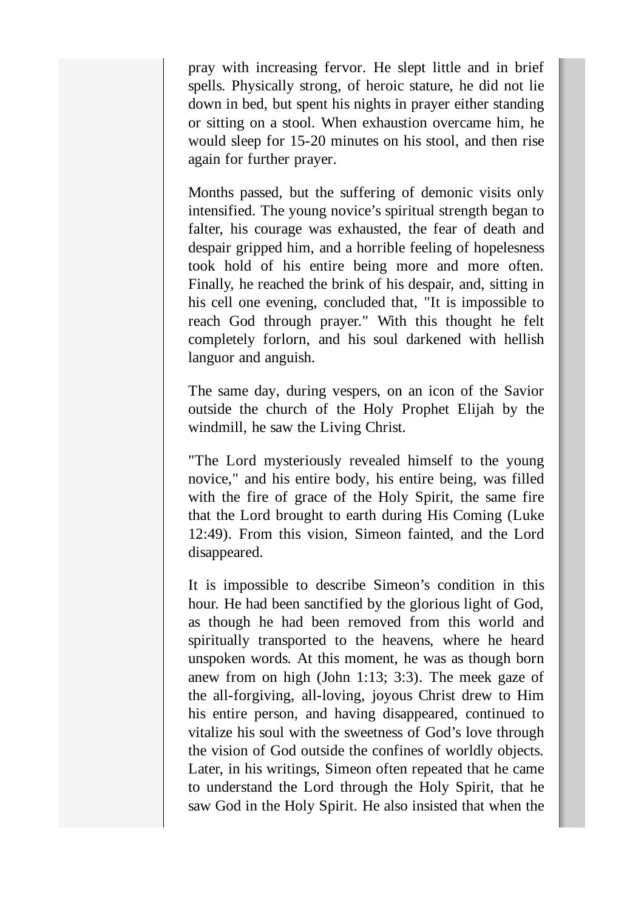pray with increasing fervor. He slept little and in brief spells. Physically strong, of heroic stature, he did not lie down in bed, but spent his nights in prayer either standing or sitting on a stool. When exhaustion overcame him, he would sleep for 15-20 minutes on his stool, and then rise again for further prayer.

Months passed, but the suffering of demonic visits only intensified. The young novice's spiritual strength began to falter, his courage was exhausted, the fear of death and despair gripped him, and a horrible feeling of hopelesness took hold of his entire being more and more often. Finally, he reached the brink of his despair, and, sitting in his cell one evening, concluded that, "It is impossible to reach God through prayer." With this thought he felt completely forlorn, and his soul darkened with hellish languor and anguish.

The same day, during vespers, on an icon of the Savior outside the church of the Holy Prophet Elijah by the windmill, he saw the Living Christ.

"The Lord mysteriously revealed himself to the young novice," and his entire body, his entire being, was filled with the fire of grace of the Holy Spirit, the same fire that the Lord brought to earth during His Coming (Luke 12:49). From this vision, Simeon fainted, and the Lord disappeared.

It is impossible to describe Simeon's condition in this hour. He had been sanctified by the glorious light of God, as though he had been removed from this world and spiritually transported to the heavens, where he heard unspoken words. At this moment, he was as though born anew from on high (John 1:13; 3:3). The meek gaze of the all-forgiving, all-loving, joyous Christ drew to Him his entire person, and having disappeared, continued to vitalize his soul with the sweetness of God's love through the vision of God outside the confines of worldly objects. Later, in his writings, Simeon often repeated that he came to understand the Lord through the Holy Spirit, that he saw God in the Holy Spirit. He also insisted that when the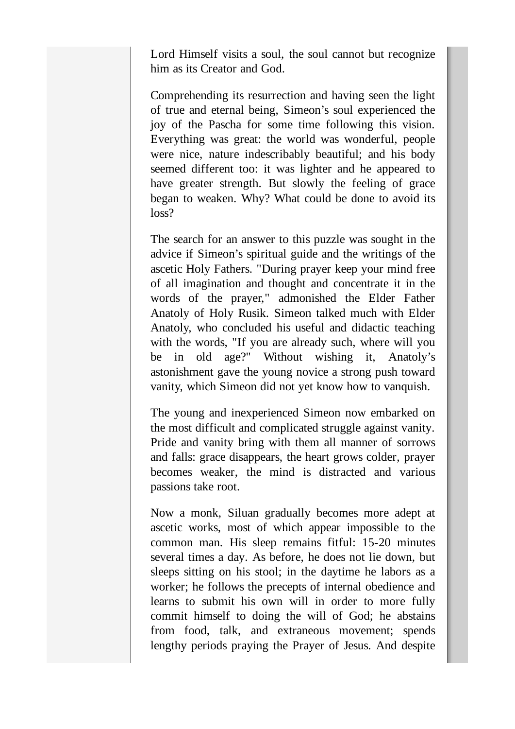Lord Himself visits a soul, the soul cannot but recognize him as its Creator and God.

Comprehending its resurrection and having seen the light of true and eternal being, Simeon's soul experienced the joy of the Pascha for some time following this vision. Everything was great: the world was wonderful, people were nice, nature indescribably beautiful; and his body seemed different too: it was lighter and he appeared to have greater strength. But slowly the feeling of grace began to weaken. Why? What could be done to avoid its loss?

The search for an answer to this puzzle was sought in the advice if Simeon's spiritual guide and the writings of the ascetic Holy Fathers. "During prayer keep your mind free of all imagination and thought and concentrate it in the words of the prayer," admonished the Elder Father Anatoly of Holy Rusik. Simeon talked much with Elder Anatoly, who concluded his useful and didactic teaching with the words, "If you are already such, where will you be in old age?" Without wishing it, Anatoly's astonishment gave the young novice a strong push toward vanity, which Simeon did not yet know how to vanquish.

The young and inexperienced Simeon now embarked on the most difficult and complicated struggle against vanity. Pride and vanity bring with them all manner of sorrows and falls: grace disappears, the heart grows colder, prayer becomes weaker, the mind is distracted and various passions take root.

Now a monk, Siluan gradually becomes more adept at ascetic works, most of which appear impossible to the common man. His sleep remains fitful: 15-20 minutes several times a day. As before, he does not lie down, but sleeps sitting on his stool; in the daytime he labors as a worker; he follows the precepts of internal obedience and learns to submit his own will in order to more fully commit himself to doing the will of God; he abstains from food, talk, and extraneous movement; spends lengthy periods praying the Prayer of Jesus. And despite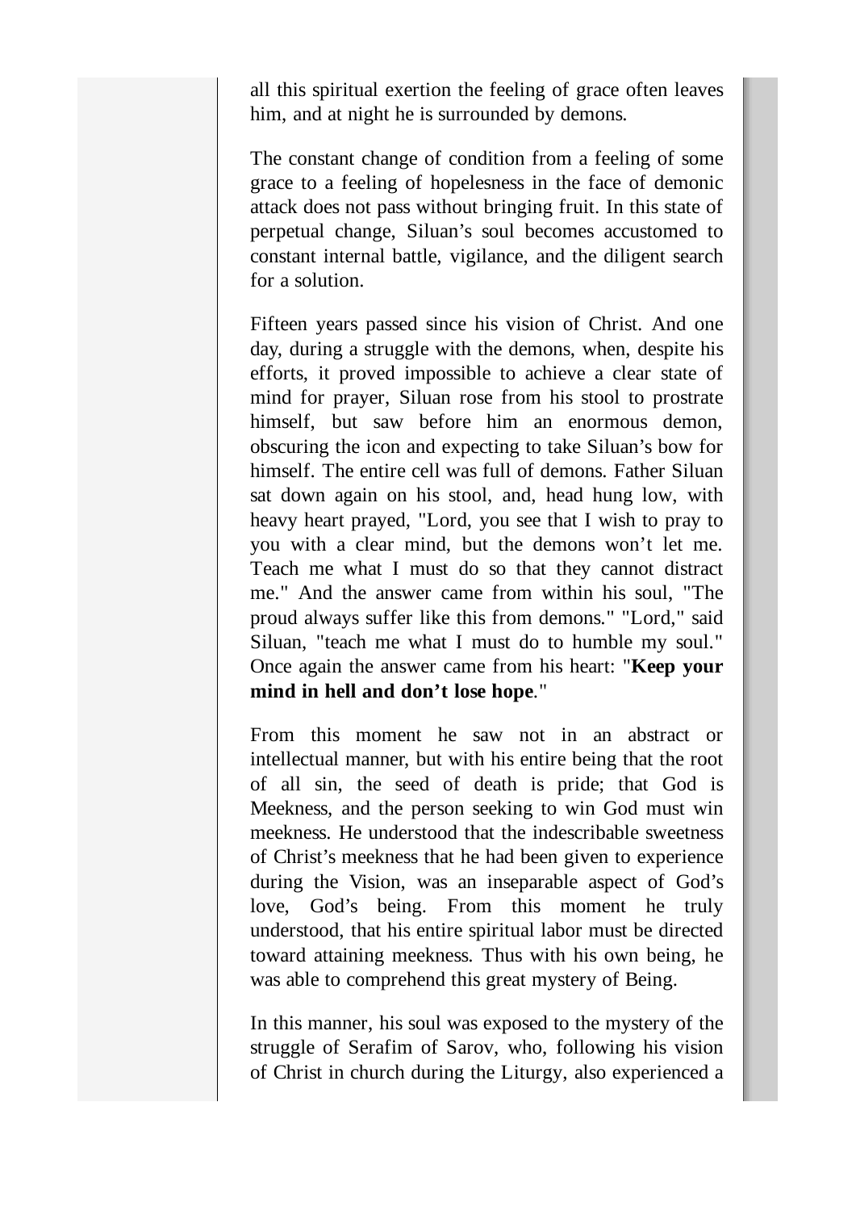all this spiritual exertion the feeling of grace often leaves him, and at night he is surrounded by demons.

The constant change of condition from a feeling of some grace to a feeling of hopelessness in the face of demonic attack does not pass without bringing fruit. In this state of perpetual change, Siluan's soul becomes accustomed to constant internal battle, vigilance, and the diligent search for a solution.

Fifteen years passed since his vision of Christ. And one day, during a struggle with the demons, when, despite his efforts, it proved impossible to achieve a clear state of mind for prayer, Siluan rose from his stool to prostrate himself, but saw before him an enormous demon, obscuring the icon and expecting to take Siluan's bow for himself. The entire cell was full of demons. Father Siluan sat down again on his stool, and, head hung low, with heavy heart prayed, "Lord, you see that I wish to pray to you with a clear mind, but the demons won't let me. Teach me what I must do so that they cannot distract me." And the answer came from within his soul, "The proud always suffer like this from demons." "Lord," said Siluan, "teach me what I must do to humble my soul." Once again the answer came from his heart: "**Keep your mind in hell and don't lose hope**."

From this moment he saw not in an abstract or intellectual manner, but with his entire being that the root of all sin, the seed of death is pride; that God is Meekness, and the person seeking to win God must win meekness. He understood that the indescribable sweetness of Christ's meekness that he had been given to experience during the Vision, was an inseparable aspect of God's love, God's being. From this moment he truly understood, that his entire spiritual labor must be directed toward attaining meekness. Thus with his own being, he was able to comprehend this great mystery of Being.

In this manner, his soul was exposed to the mystery of the struggle of Serafim of Sarov, who, following his vision of Christ in church during the Liturgy, also experienced a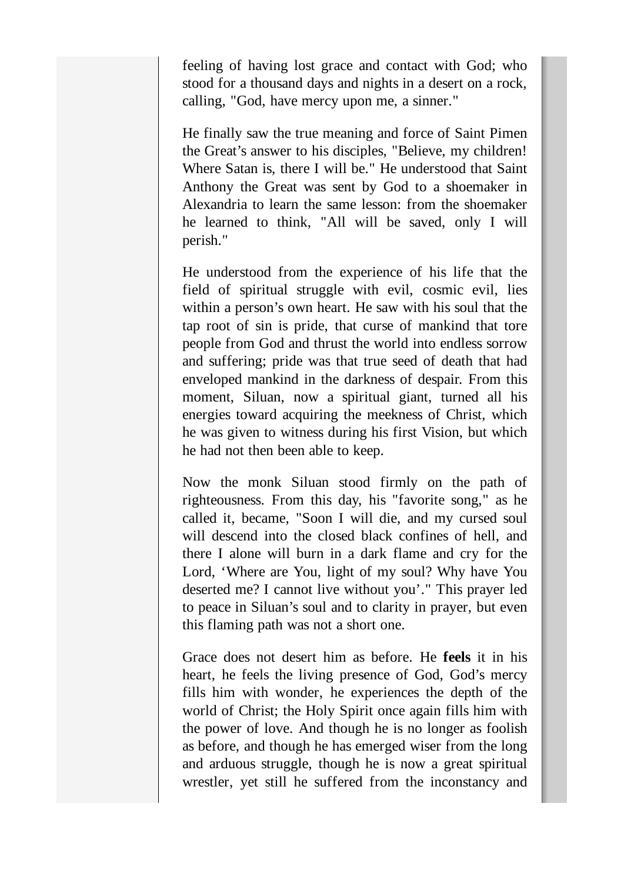feeling of having lost grace and contact with God; who stood for a thousand days and nights in a desert on a rock, calling, "God, have mercy upon me, a sinner."

He finally saw the true meaning and force of Saint Pimen the Great's answer to his disciples, "Believe, my children! Where Satan is, there I will be." He understood that Saint Anthony the Great was sent by God to a shoemaker in Alexandria to learn the same lesson: from the shoemaker he learned to think, "All will be saved, only I will perish."

He understood from the experience of his life that the field of spiritual struggle with evil, cosmic evil, lies within a person's own heart. He saw with his soul that the tap root of sin is pride, that curse of mankind that tore people from God and thrust the world into endless sorrow and suffering; pride was that true seed of death that had enveloped mankind in the darkness of despair. From this moment, Siluan, now a spiritual giant, turned all his energies toward acquiring the meekness of Christ, which he was given to witness during his first Vision, but which he had not then been able to keep.

Now the monk Siluan stood firmly on the path of righteousness. From this day, his "favorite song," as he called it, became, "Soon I will die, and my cursed soul will descend into the closed black confines of hell, and there I alone will burn in a dark flame and cry for the Lord, 'Where are You, light of my soul? Why have You deserted me? I cannot live without you'." This prayer led to peace in Siluan's soul and to clarity in prayer, but even this flaming path was not a short one.

Grace does not desert him as before. He **feels** it in his heart, he feels the living presence of God, God's mercy fills him with wonder, he experiences the depth of the world of Christ; the Holy Spirit once again fills him with the power of love. And though he is no longer as foolish as before, and though he has emerged wiser from the long and arduous struggle, though he is now a great spiritual wrestler, yet still he suffered from the inconstancy and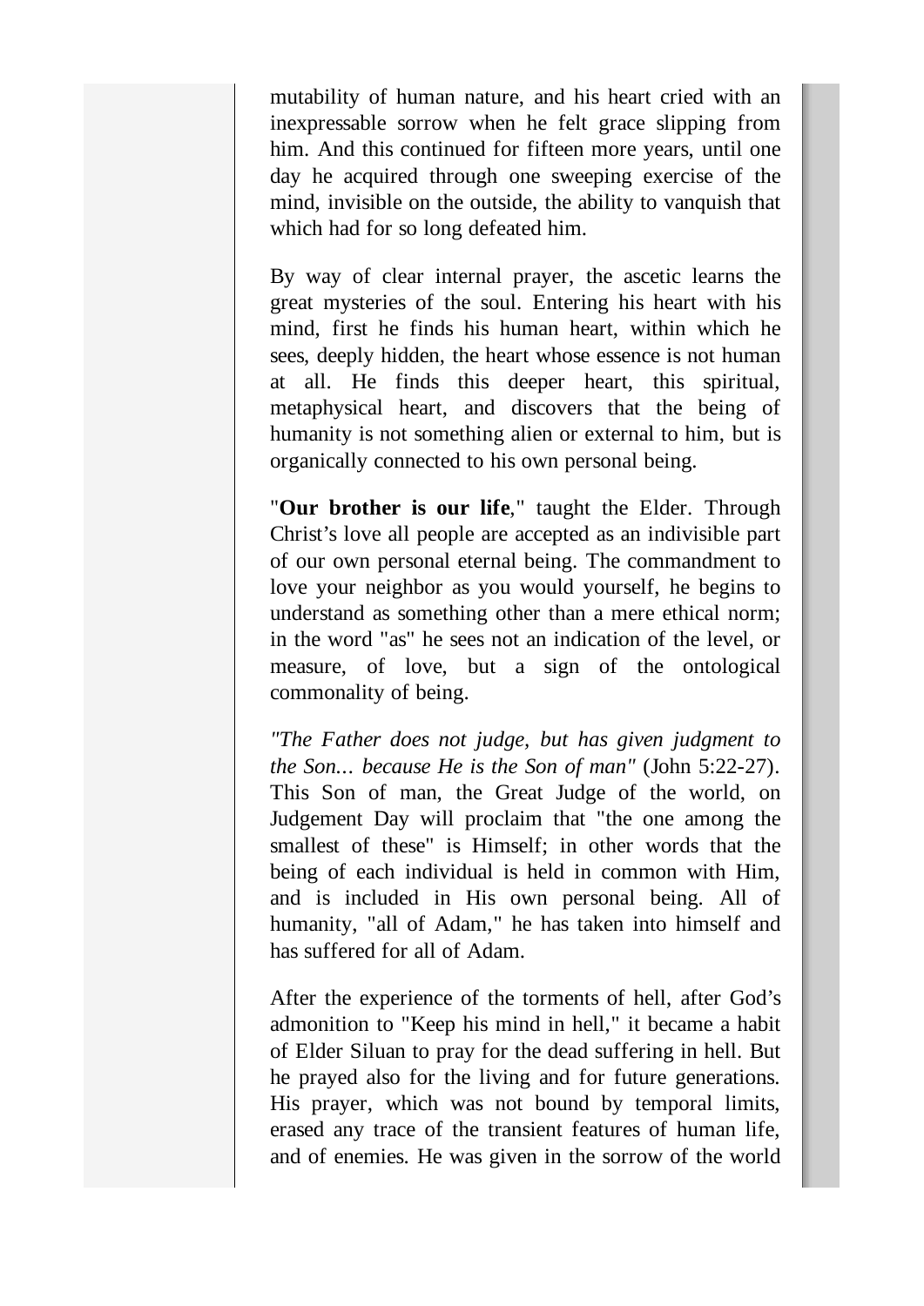mutability of human nature, and his heart cried with an inexpressable sorrow when he felt grace slipping from him. And this continued for fifteen more years, until one day he acquired through one sweeping exercise of the mind, invisible on the outside, the ability to vanquish that which had for so long defeated him.

By way of clear internal prayer, the ascetic learns the great mysteries of the soul. Entering his heart with his mind, first he finds his human heart, within which he sees, deeply hidden, the heart whose essence is not human at all. He finds this deeper heart, this spiritual, metaphysical heart, and discovers that the being of humanity is not something alien or external to him, but is organically connected to his own personal being.

"**Our brother is our life**," taught the Elder. Through Christ's love all people are accepted as an indivisible part of our own personal eternal being. The commandment to love your neighbor as you would yourself, he begins to understand as something other than a mere ethical norm; in the word "as" he sees not an indication of the level, or measure, of love, but a sign of the ontological commonality of being.

*"The Father does not judge, but has given judgment to the Son… because He is the Son of man"* (John 5:22-27). This Son of man, the Great Judge of the world, on Judgement Day will proclaim that "the one among the smallest of these" is Himself; in other words that the being of each individual is held in common with Him, and is included in His own personal being. All of humanity, "all of Adam," he has taken into himself and has suffered for all of Adam.

After the experience of the torments of hell, after God's admonition to "Keep his mind in hell," it became a habit of Elder Siluan to pray for the dead suffering in hell. But he prayed also for the living and for future generations. His prayer, which was not bound by temporal limits, erased any trace of the transient features of human life, and of enemies. He was given in the sorrow of the world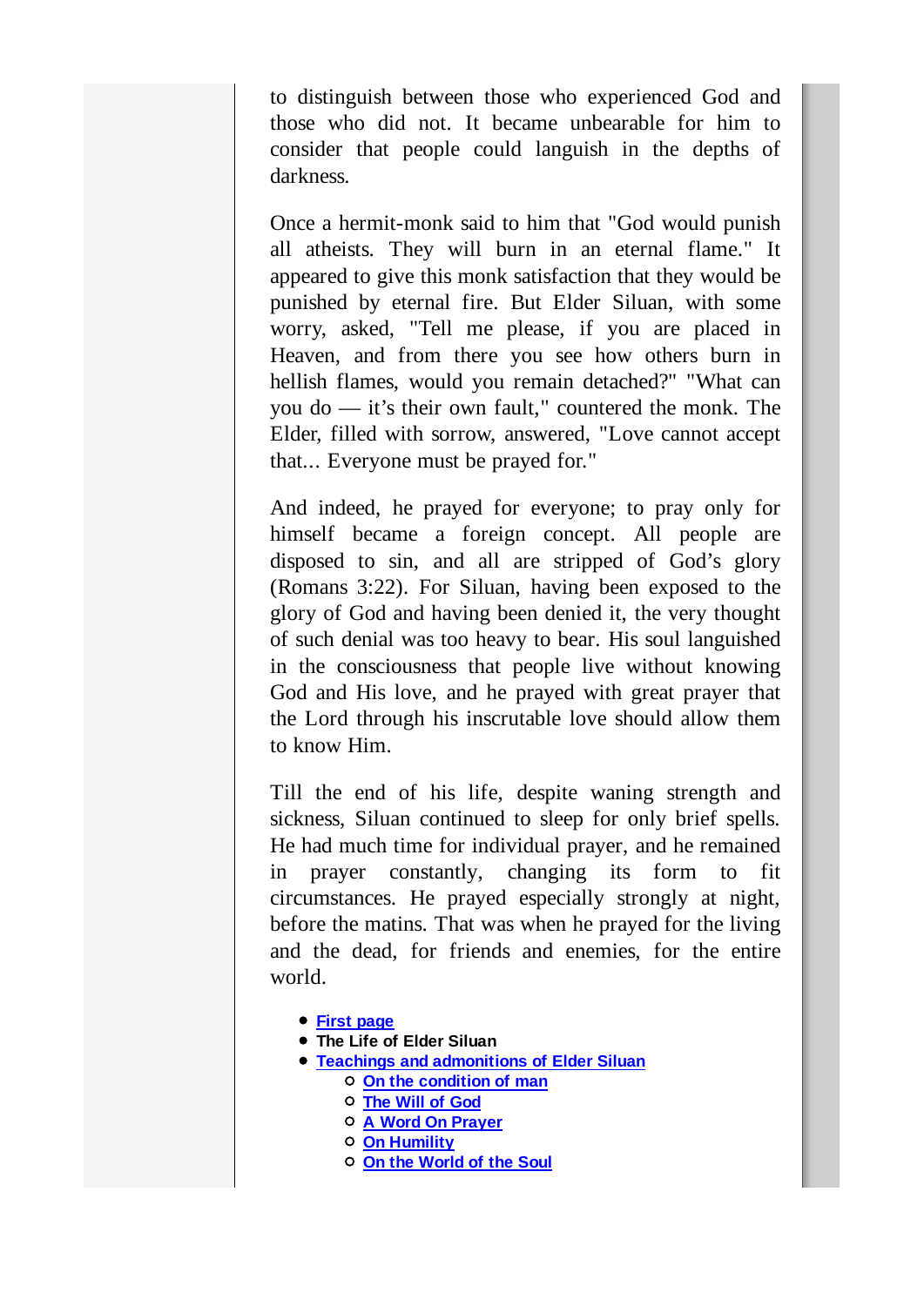to distinguish between those who experienced God and those who did not. It became unbearable for him to consider that people could languish in the depths of darkness.

Once a hermit-monk said to him that "God would punish all atheists. They will burn in an eternal flame." It appeared to give this monk satisfaction that they would be punished by eternal fire. But Elder Siluan, with some worry, asked, "Tell me please, if you are placed in Heaven, and from there you see how others burn in hellish flames, would you remain detached?" "What can you do — it's their own fault," countered the monk. The Elder, filled with sorrow, answered, "Love cannot accept that... Everyone must be prayed for."

And indeed, he prayed for everyone; to pray only for himself became a foreign concept. All people are disposed to sin, and all are stripped of God's glory (Romans 3:22). For Siluan, having been exposed to the glory of God and having been denied it, the very thought of such denial was too heavy to bear. His soul languished in the consciousness that people live without knowing God and His love, and he prayed with great prayer that the Lord through his inscrutable love should allow them to know Him.

Till the end of his life, despite waning strength and sickness, Siluan continued to sleep for only brief spells. He had much time for individual prayer, and he remained in prayer constantly, changing its form to fit circumstances. He prayed especially strongly at night, before the matins. That was when he prayed for the living and the dead, for friends and enemies, for the entire world.

- **First page**
- **The Life of Elder Siluan**
- **Teachings and admonitions of Elder Siluan**
  - **On the condition of man**
  - **The Will of God**
  - **A Word On Prayer**
  - **On Humility**
  - **On the World of the Soul**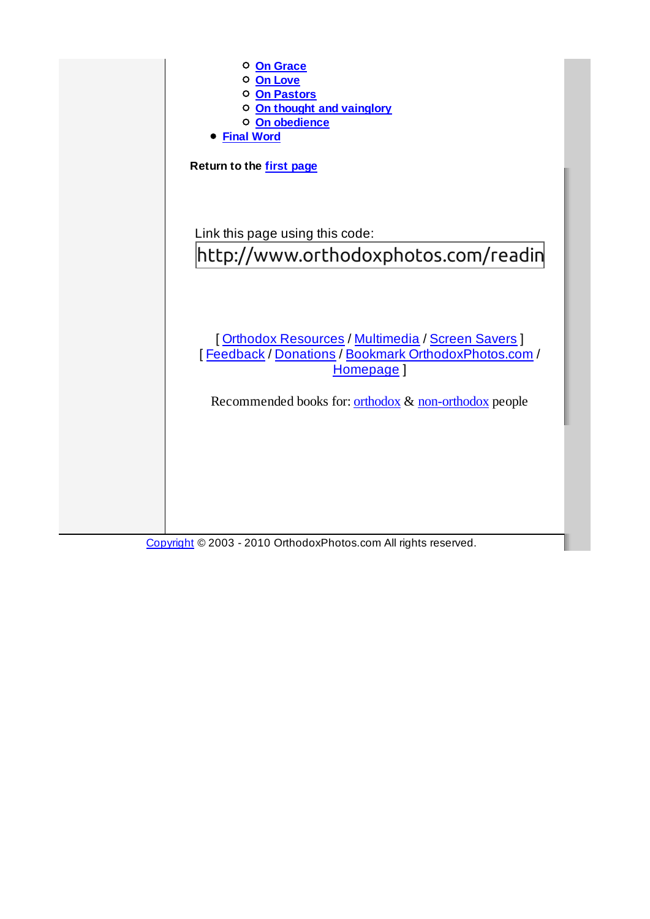- On Grace
- On Love
- On Pastors
- On thought and vainglory
- On obedience

- **Final Word**

**Return to the first page**

Link this page using this code:

http://www.orthodoxphotos.com/readin

[ Orthodox Resources / Multimedia / Screen Savers ]
[ Feedback / Donations / Bookmark OrthodoxPhotos.com / Homepage ]

Recommended books for: orthodox & non-orthodox people

Copyright © 2003 - 2010 OrthodoxPhotos.com All rights reserved.